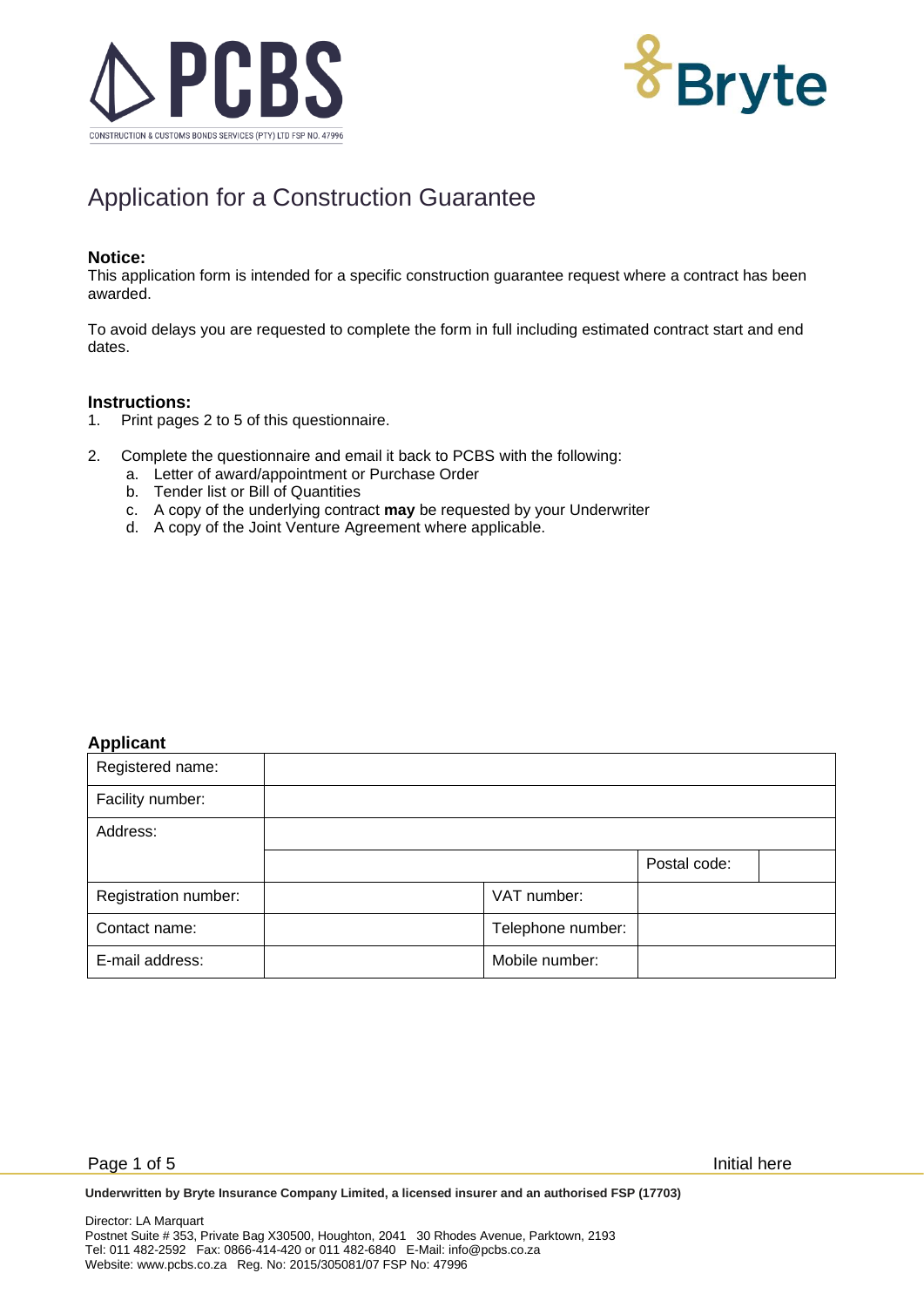PCBS

CONSTRUCTION & CUSTOMS BONDS SERVICES (PTY) LTD FSP NO. 47996

Bryte

# Application for a Construction Guarantee

**Notice:**

This application form is intended for a specific construction guarantee request where a contract has been awarded.

To avoid delays you are requested to complete the form in full including estimated contract start and end dates.

**Instructions:**

1. Print pages 2 to 5 of this questionnaire.
2. Complete the questionnaire and email it back to PCBS with the following:
   a. Letter of award/appointment or Purchase Order
   b. Tender list or Bill of Quantities
   c. A copy of the underlying contract **may** be requested by your Underwriter
   d. A copy of the Joint Venture Agreement where applicable.

**Applicant**

| | | | |
|---|---|---|---|
| Registered name: | | | |
| Facility number: | | | |
| Address: | | | |
| | | Postal code: | |
| Registration number: | | VAT number: | |
| Contact name: | | Telephone number: | |
| E-mail address: | | Mobile number: | |

Initial here

**Underwritten by Bryte Insurance Company Limited, a licensed insurer and an authorised FSP (17703)**

Director: LA Marquart
Postnet Suite # 353, Private Bag X30500, Houghton, 2041 30 Rhodes Avenue, Parktown, 2193
Tel: 011 482-2592 Fax: 0866-414-420 or 011 482-6840 E-Mail: info@pcbs.co.za
Website: www.pcbs.co.za Reg. No: 2015/305081/07 FSP No: 47996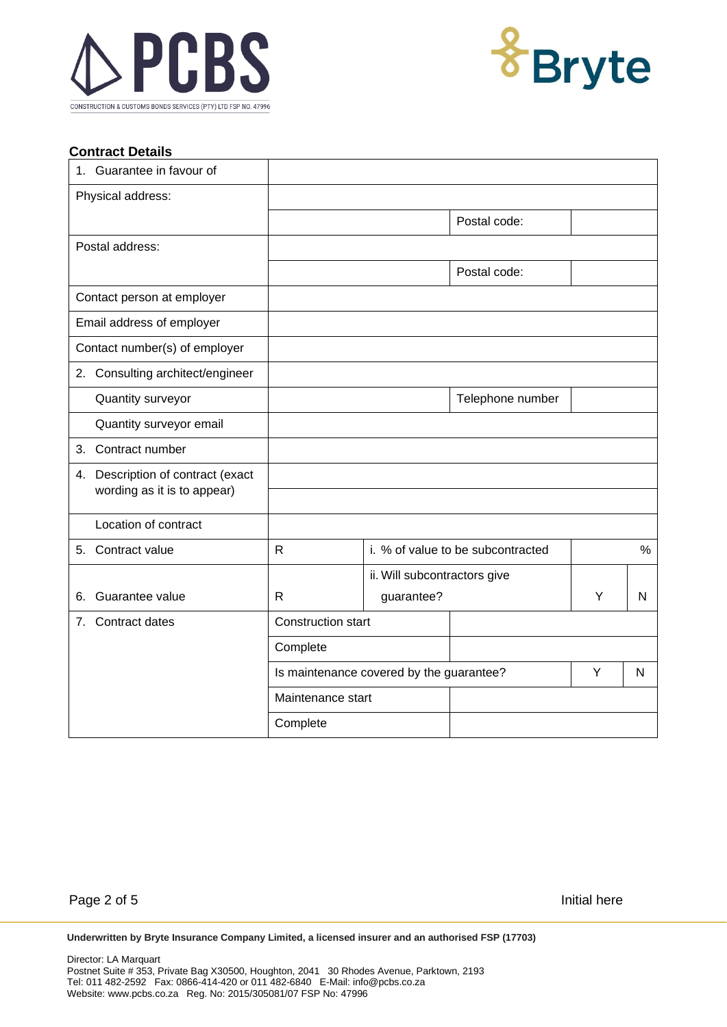## Contract Details

| | | | | |
|---|---|---|---|---|
| 1. Guarantee in favour of | | | | |
| Physical address: | | | | |
| | | | Postal code: | |
| Postal address: | | | | |
| | | | Postal code: | |
| Contact person at employer | | | | |
| Email address of employer | | | | |
| Contact number(s) of employer | | | | |
| 2. Consulting architect/engineer | | | | |
| Quantity surveyor | | | Telephone number | |
| Quantity surveyor email | | | | |
| 3. Contract number | | | | |
| 4. Description of contract (exact wording as it is to appear) | | | | |
| | | | | |
| Location of contract | | | | |
| 5. Contract value | R | i. % of value to be subcontracted | | % |
| 6. Guarantee value | R | ii. Will subcontractors give guarantee? | Y | N |
| 7. Contract dates | Construction start | | | |
| | Complete | | | |
| | Is maintenance covered by the guarantee? | | Y | N |
| | Maintenance start | | | |
| | Complete | | | |

Initial here

**Underwritten by Bryte Insurance Company Limited, a licensed insurer and an authorised FSP (17703)**

Director: LA Marquart
Postnet Suite # 353, Private Bag X30500, Houghton, 2041 30 Rhodes Avenue, Parktown, 2193
Tel: 011 482-2592 Fax: 0866-414-420 or 011 482-6840 E-Mail: info@pcbs.co.za
Website: www.pcbs.co.za Reg. No: 2015/305081/07 FSP No: 47996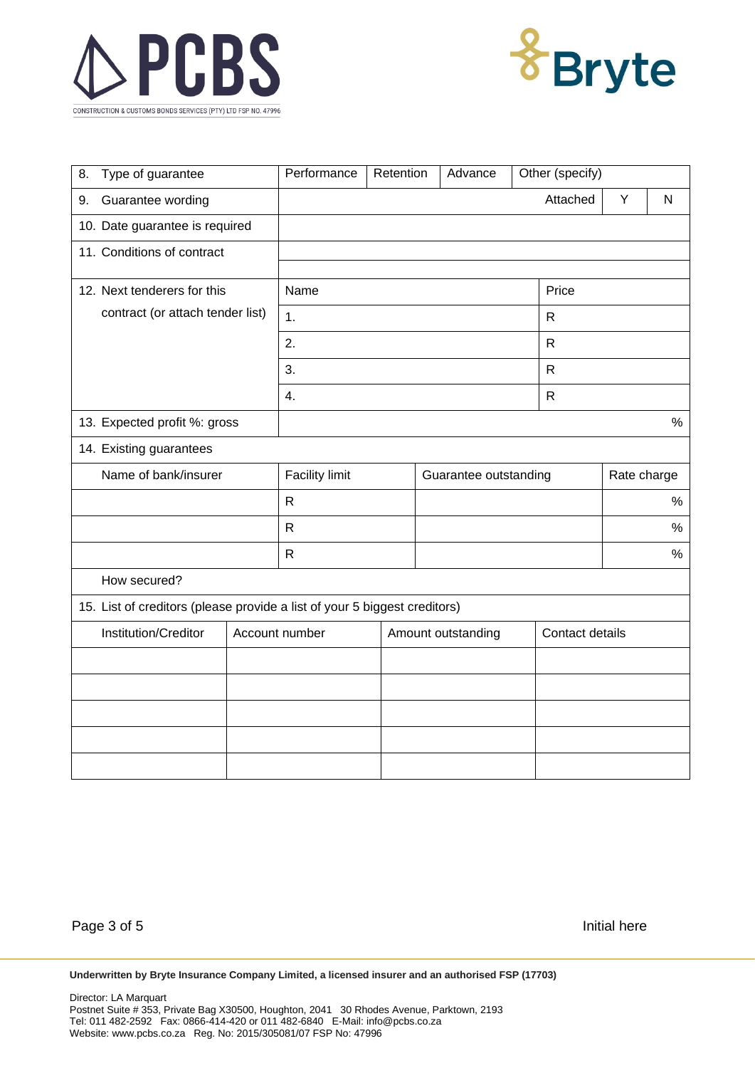| 8. Type of guarantee | Performance | Retention | Advance | Other (specify) | | |
|---|---|---|---|---|---|---|
| 9. Guarantee wording | | | | Attached | Y | N |
| 10. Date guarantee is required | | | | | | |
| 11. Conditions of contract | | | | | | |
| 12. Next tenderers for this contract (or attach tender list) | Name | | | Price | | |
| | 1. | | | R | | |
| | 2. | | | R | | |
| | 3. | | | R | | |
| | 4. | | | R | | |
| 13. Expected profit %: gross | | | | | | % |

**14. Existing guarantees**

| Name of bank/insurer | Facility limit | Guarantee outstanding | Rate charge |
|---|---|---|---|
| | R | | % |
| | R | | % |
| | R | | % |

How secured?

**15. List of creditors (please provide a list of your 5 biggest creditors)**

| Institution/Creditor | Account number | Amount outstanding | Contact details |
|---|---|---|---|
| | | | |
| | | | |
| | | | |
| | | | |
| | | | |

Initial here

**Underwritten by Bryte Insurance Company Limited, a licensed insurer and an authorised FSP (17703)**

Director: LA Marquart
Postnet Suite # 353, Private Bag X30500, Houghton, 2041 30 Rhodes Avenue, Parktown, 2193
Tel: 011 482-2592 Fax: 0866-414-420 or 011 482-6840 E-Mail: info@pcbs.co.za
Website: www.pcbs.co.za Reg. No: 2015/305081/07 FSP No: 47996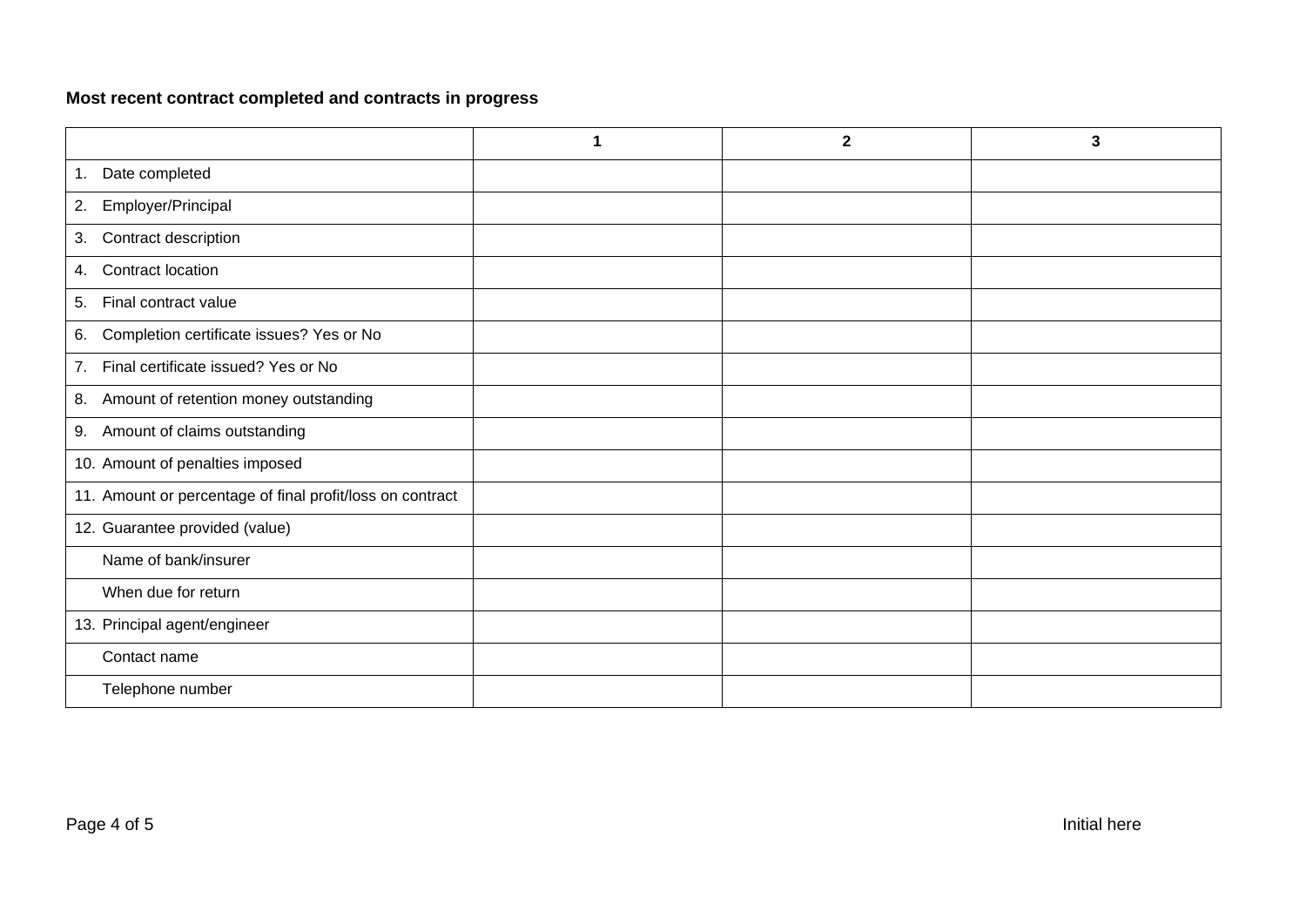**Most recent contract completed and contracts in progress**

| | 1 | 2 | 3 |
|---|---|---|---|
| 1. Date completed | | | |
| 2. Employer/Principal | | | |
| 3. Contract description | | | |
| 4. Contract location | | | |
| 5. Final contract value | | | |
| 6. Completion certificate issues? Yes or No | | | |
| 7. Final certificate issued? Yes or No | | | |
| 8. Amount of retention money outstanding | | | |
| 9. Amount of claims outstanding | | | |
| 10. Amount of penalties imposed | | | |
| 11. Amount or percentage of final profit/loss on contract | | | |
| 12. Guarantee provided (value) | | | |
| Name of bank/insurer | | | |
| When due for return | | | |
| 13. Principal agent/engineer | | | |
| Contact name | | | |
| Telephone number | | | |

Initial here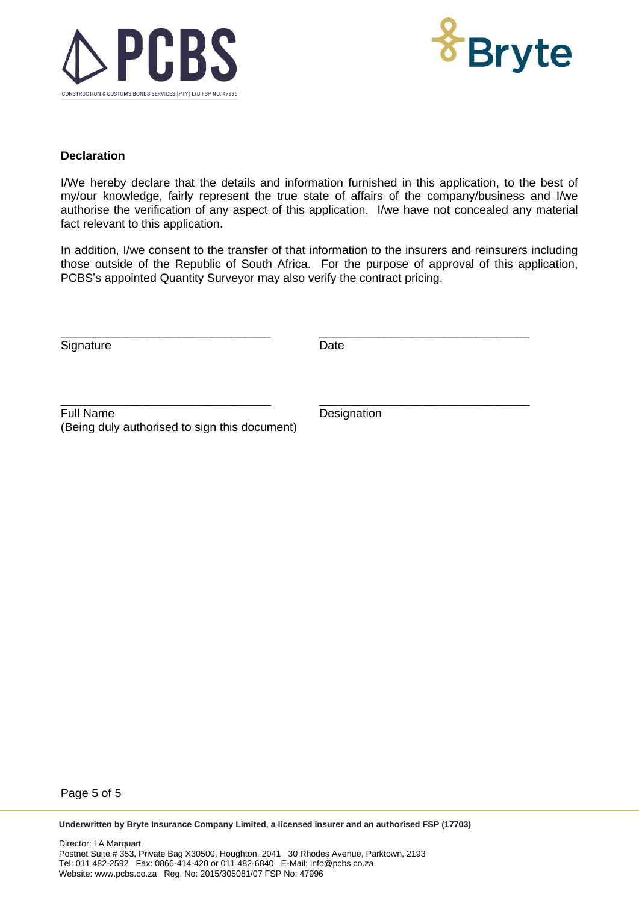## Declaration

I/We hereby declare that the details and information furnished in this application, to the best of my/our knowledge, fairly represent the true state of affairs of the company/business and I/we authorise the verification of any aspect of this application. I/we have not concealed any material fact relevant to this application.

In addition, I/we consent to the transfer of that information to the insurers and reinsurers including those outside of the Republic of South Africa. For the purpose of approval of this application, PCBS's appointed Quantity Surveyor may also verify the contract pricing.

| | |
|---|---|
| ________________________________ | ________________________________ |
| Signature | Date |
| ________________________________ | ________________________________ |
| Full Name<br>(Being duly authorised to sign this document) | Designation |

**Underwritten by Bryte Insurance Company Limited, a licensed insurer and an authorised FSP (17703)**

Director: LA Marquart
Postnet Suite # 353, Private Bag X30500, Houghton, 2041 30 Rhodes Avenue, Parktown, 2193
Tel: 011 482-2592 Fax: 0866-414-420 or 011 482-6840 E-Mail: info@pcbs.co.za
Website: www.pcbs.co.za Reg. No: 2015/305081/07 FSP No: 47996